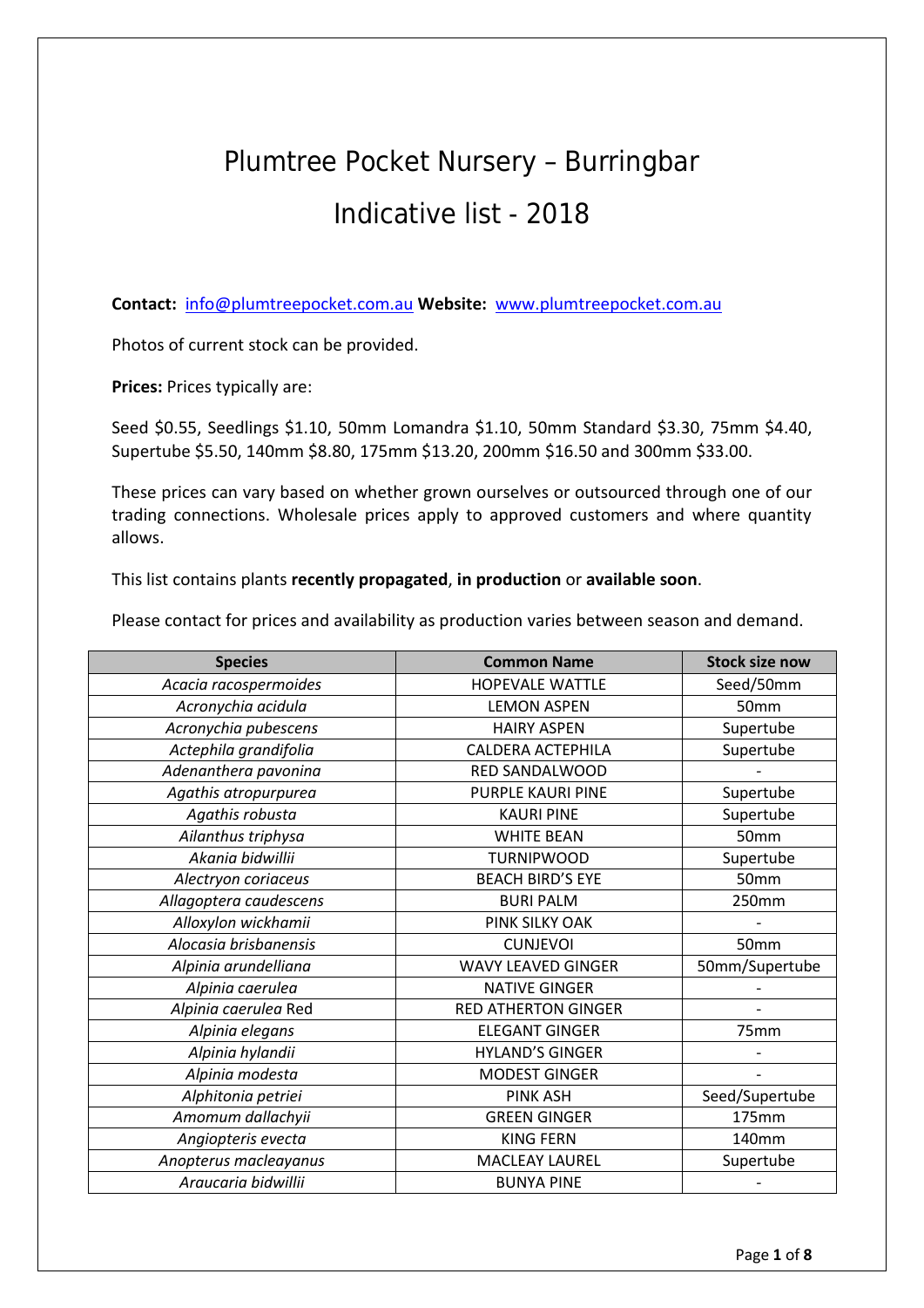# Plumtree Pocket Nursery – Burringbar

## Indicative list - 2018

**Contact:** info@plumtreepocket.com.au **Website:** www.plumtreepocket.com.au

Photos of current stock can be provided.

**Prices:** Prices typically are:

Seed $0.55, Seedlings $1.10, 50mm Lomandra $1.10, 50mm Standard $3.30, 75mm $4.40, Supertube $5.50, 140mm $8.80, 175mm $13.20, 200mm $16.50 and 300mm $33.00.

These prices can vary based on whether grown ourselves or outsourced through one of our trading connections. Wholesale prices apply to approved customers and where quantity allows.

This list contains plants **recently propagated**, **in production** or **available soon**.

Please contact for prices and availability as production varies between season and demand.

| Species | Common Name | Stock size now |
|---|---|---|
| *Acacia racospermoides* | HOPEVALE WATTLE | Seed/50mm |
| *Acronychia acidula* | LEMON ASPEN | 50mm |
| *Acronychia pubescens* | HAIRY ASPEN | Supertube |
| *Actephila grandifolia* | CALDERA ACTEPHILA | Supertube |
| *Adenanthera pavonina* | RED SANDALWOOD | - |
| *Agathis atropurpurea* | PURPLE KAURI PINE | Supertube |
| *Agathis robusta* | KAURI PINE | Supertube |
| *Ailanthus triphysa* | WHITE BEAN | 50mm |
| *Akania bidwillii* | TURNIPWOOD | Supertube |
| *Alectryon coriaceus* | BEACH BIRD'S EYE | 50mm |
| *Allagoptera caudescens* | BURI PALM | 250mm |
| *Alloxylon wickhamii* | PINK SILKY OAK | - |
| *Alocasia brisbanensis* | CUNJEVOI | 50mm |
| *Alpinia arundelliana* | WAVY LEAVED GINGER | 50mm/Supertube |
| *Alpinia caerulea* | NATIVE GINGER | - |
| *Alpinia caerulea* Red | RED ATHERTON GINGER | - |
| *Alpinia elegans* | ELEGANT GINGER | 75mm |
| *Alpinia hylandii* | HYLAND'S GINGER | - |
| *Alpinia modesta* | MODEST GINGER | - |
| *Alphitonia petriei* | PINK ASH | Seed/Supertube |
| *Amomum dallachyii* | GREEN GINGER | 175mm |
| *Angiopteris evecta* | KING FERN | 140mm |
| *Anopterus macleayanus* | MACLEAY LAUREL | Supertube |
| *Araucaria bidwillii* | BUNYA PINE | - |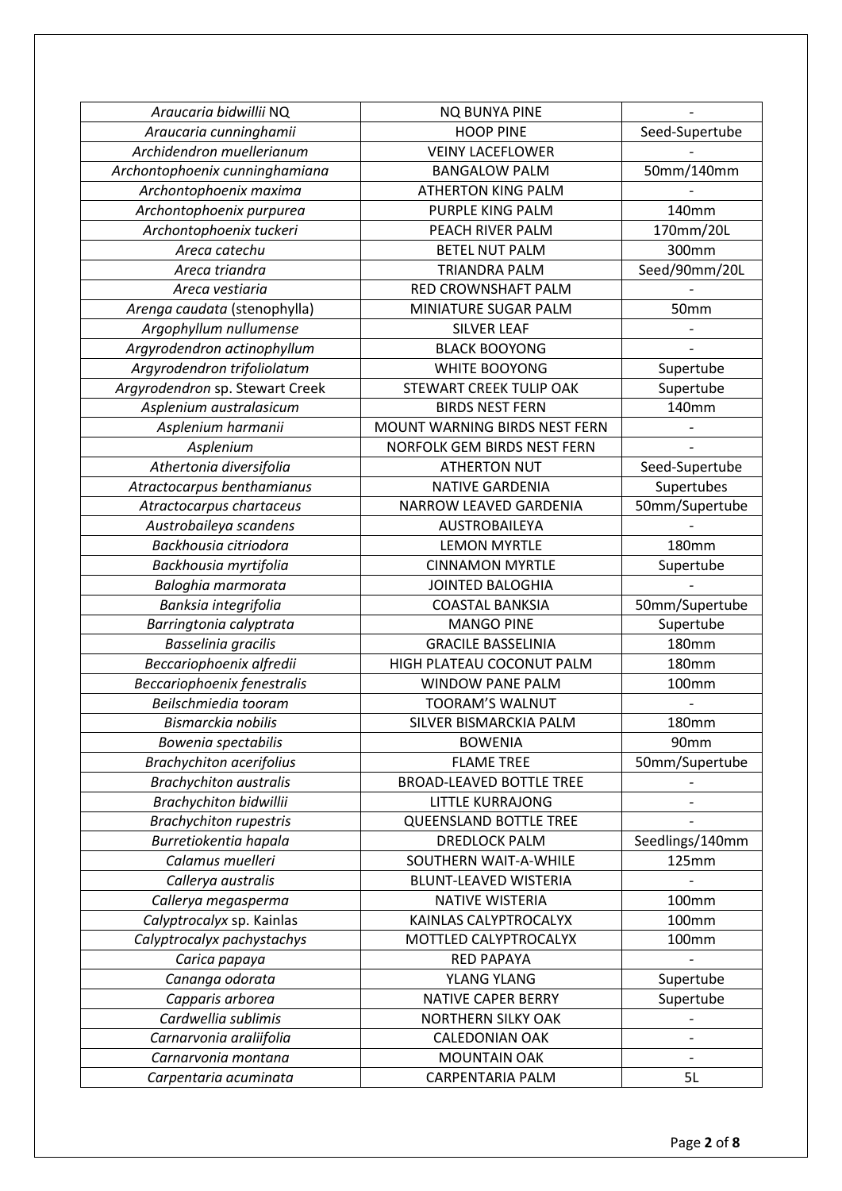| | | |
|---|---|---|
| *Araucaria bidwillii* NQ | NQ BUNYA PINE | - |
| *Araucaria cunninghamii* | HOOP PINE | Seed-Supertube |
| *Archidendron muellerianum* | VEINY LACEFLOWER | - |
| *Archontophoenix cunninghamiana* | BANGALOW PALM | 50mm/140mm |
| *Archontophoenix maxima* | ATHERTON KING PALM | - |
| *Archontophoenix purpurea* | PURPLE KING PALM | 140mm |
| *Archontophoenix tuckeri* | PEACH RIVER PALM | 170mm/20L |
| *Areca catechu* | BETEL NUT PALM | 300mm |
| *Areca triandra* | TRIANDRA PALM | Seed/90mm/20L |
| *Areca vestiaria* | RED CROWNSHAFT PALM | - |
| *Arenga caudata* (stenophylla) | MINIATURE SUGAR PALM | 50mm |
| *Argophyllum nullumense* | SILVER LEAF | - |
| *Argyrodendron actinophyllum* | BLACK BOOYONG | - |
| *Argyrodendron trifoliolatum* | WHITE BOOYONG | Supertube |
| *Argyrodendron* sp. Stewart Creek | STEWART CREEK TULIP OAK | Supertube |
| *Asplenium australasicum* | BIRDS NEST FERN | 140mm |
| *Asplenium harmanii* | MOUNT WARNING BIRDS NEST FERN | - |
| *Asplenium* | NORFOLK GEM BIRDS NEST FERN | - |
| *Athertonia diversifolia* | ATHERTON NUT | Seed-Supertube |
| *Atractocarpus benthamianus* | NATIVE GARDENIA | Supertubes |
| *Atractocarpus chartaceus* | NARROW LEAVED GARDENIA | 50mm/Supertube |
| *Austrobaileya scandens* | AUSTROBAILEYA | - |
| *Backhousia citriodora* | LEMON MYRTLE | 180mm |
| *Backhousia myrtifolia* | CINNAMON MYRTLE | Supertube |
| *Baloghia marmorata* | JOINTED BALOGHIA | - |
| *Banksia integrifolia* | COASTAL BANKSIA | 50mm/Supertube |
| *Barringtonia calyptrata* | MANGO PINE | Supertube |
| *Basselinia gracilis* | GRACILE BASSELINIA | 180mm |
| *Beccariophoenix alfredii* | HIGH PLATEAU COCONUT PALM | 180mm |
| *Beccariophoenix fenestralis* | WINDOW PANE PALM | 100mm |
| *Beilschmiedia tooram* | TOORAM'S WALNUT | - |
| *Bismarckia nobilis* | SILVER BISMARCKIA PALM | 180mm |
| *Bowenia spectabilis* | BOWENIA | 90mm |
| *Brachychiton acerifolius* | FLAME TREE | 50mm/Supertube |
| *Brachychiton australis* | BROAD-LEAVED BOTTLE TREE | - |
| *Brachychiton bidwillii* | LITTLE KURRAJONG | - |
| *Brachychiton rupestris* | QUEENSLAND BOTTLE TREE | - |
| *Burretiokentia hapala* | DREDLOCK PALM | Seedlings/140mm |
| *Calamus muelleri* | SOUTHERN WAIT-A-WHILE | 125mm |
| *Callerya australis* | BLUNT-LEAVED WISTERIA | - |
| *Callerya megasperma* | NATIVE WISTERIA | 100mm |
| *Calyptrocalyx* sp. Kainlas | KAINLAS CALYPTROCALYX | 100mm |
| *Calyptrocalyx pachystachys* | MOTTLED CALYPTROCALYX | 100mm |
| *Carica papaya* | RED PAPAYA | - |
| *Cananga odorata* | YLANG YLANG | Supertube |
| *Capparis arborea* | NATIVE CAPER BERRY | Supertube |
| *Cardwellia sublimis* | NORTHERN SILKY OAK | - |
| *Carnarvonia araliifolia* | CALEDONIAN OAK | - |
| *Carnarvonia montana* | MOUNTAIN OAK | - |
| *Carpentaria acuminata* | CARPENTARIA PALM | 5L |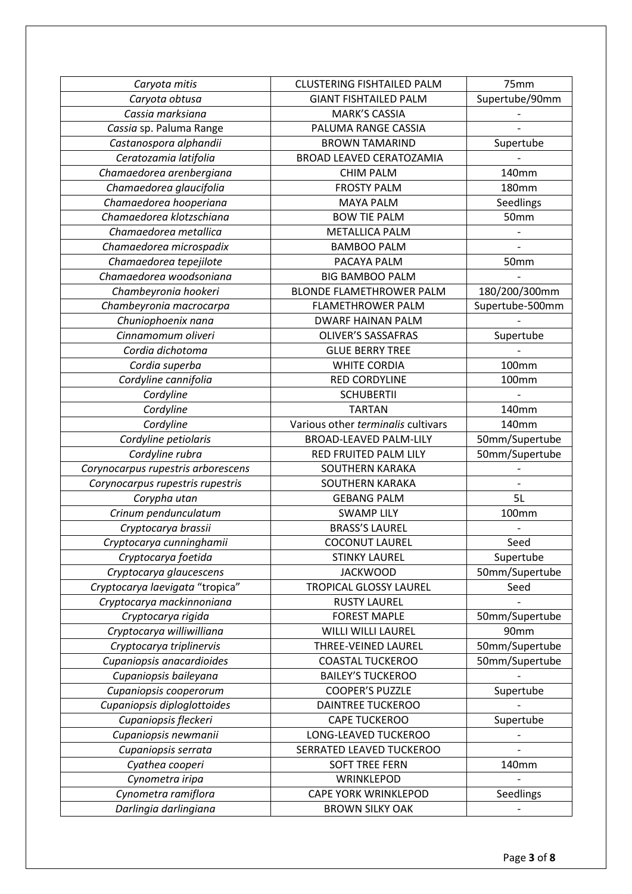| | | |
|---|---|---|
| *Caryota mitis* | CLUSTERING FISHTAILED PALM | 75mm |
| *Caryota obtusa* | GIANT FISHTAILED PALM | Supertube/90mm |
| *Cassia marksiana* | MARK'S CASSIA | - |
| *Cassia* sp. Paluma Range | PALUMA RANGE CASSIA | - |
| *Castanospora alphandii* | BROWN TAMARIND | Supertube |
| *Ceratozamia latifolia* | BROAD LEAVED CERATOZAMIA | - |
| *Chamaedorea arenbergiana* | CHIM PALM | 140mm |
| *Chamaedorea glaucifolia* | FROSTY PALM | 180mm |
| *Chamaedorea hooperiana* | MAYA PALM | Seedlings |
| *Chamaedorea klotzschiana* | BOW TIE PALM | 50mm |
| *Chamaedorea metallica* | METALLICA PALM | - |
| *Chamaedorea microspadix* | BAMBOO PALM | - |
| *Chamaedorea tepejilote* | PACAYA PALM | 50mm |
| *Chamaedorea woodsoniana* | BIG BAMBOO PALM | - |
| *Chambeyronia hookeri* | BLONDE FLAMETHROWER PALM | 180/200/300mm |
| *Chambeyronia macrocarpa* | FLAMETHROWER PALM | Supertube-500mm |
| *Chuniophoenix nana* | DWARF HAINAN PALM | - |
| *Cinnamomum oliveri* | OLIVER'S SASSAFRAS | Supertube |
| *Cordia dichotoma* | GLUE BERRY TREE | - |
| *Cordia superba* | WHITE CORDIA | 100mm |
| *Cordyline cannifolia* | RED CORDYLINE | 100mm |
| *Cordyline* | SCHUBERTII | - |
| *Cordyline* | TARTAN | 140mm |
| *Cordyline* | Various other *terminalis* cultivars | 140mm |
| *Cordyline petiolaris* | BROAD-LEAVED PALM-LILY | 50mm/Supertube |
| *Cordyline rubra* | RED FRUITED PALM LILY | 50mm/Supertube |
| *Corynocarpus rupestris arborescens* | SOUTHERN KARAKA | - |
| *Corynocarpus rupestris rupestris* | SOUTHERN KARAKA | - |
| *Corypha utan* | GEBANG PALM | 5L |
| *Crinum pendunculatum* | SWAMP LILY | 100mm |
| *Cryptocarya brassii* | BRASS'S LAUREL | - |
| *Cryptocarya cunninghamii* | COCONUT LAUREL | Seed |
| *Cryptocarya foetida* | STINKY LAUREL | Supertube |
| *Cryptocarya glaucescens* | JACKWOOD | 50mm/Supertube |
| *Cryptocarya laevigata* "tropica" | TROPICAL GLOSSY LAUREL | Seed |
| *Cryptocarya mackinnoniana* | RUSTY LAUREL | - |
| *Cryptocarya rigida* | FOREST MAPLE | 50mm/Supertube |
| *Cryptocarya williwilliana* | WILLI WILLI LAUREL | 90mm |
| *Cryptocarya triplinervis* | THREE-VEINED LAUREL | 50mm/Supertube |
| *Cupaniopsis anacardioides* | COASTAL TUCKEROO | 50mm/Supertube |
| *Cupaniopsis baileyana* | BAILEY'S TUCKEROO | - |
| *Cupaniopsis cooperorum* | COOPER'S PUZZLE | Supertube |
| *Cupaniopsis diploglottoides* | DAINTREE TUCKEROO | - |
| *Cupaniopsis fleckeri* | CAPE TUCKEROO | Supertube |
| *Cupaniopsis newmanii* | LONG-LEAVED TUCKEROO | - |
| *Cupaniopsis serrata* | SERRATED LEAVED TUCKEROO | - |
| *Cyathea cooperi* | SOFT TREE FERN | 140mm |
| *Cynometra iripa* | WRINKLEPOD | - |
| *Cynometra ramiflora* | CAPE YORK WRINKLEPOD | Seedlings |
| *Darlingia darlingiana* | BROWN SILKY OAK | - |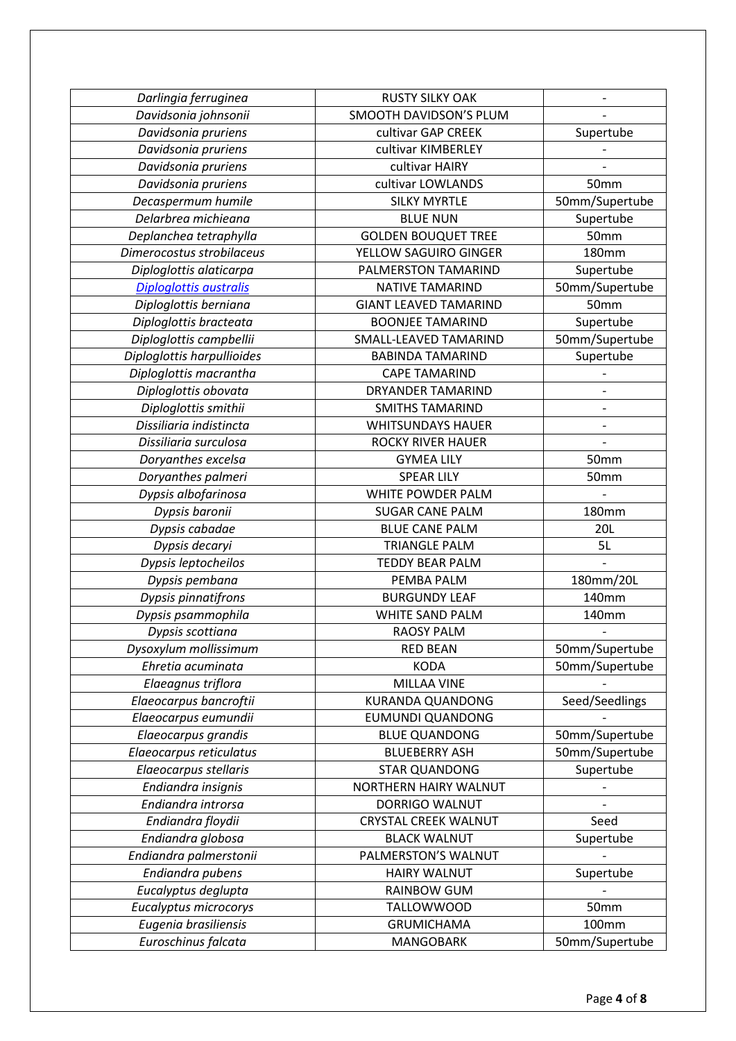| | | |
|---|---|---|
| *Darlingia ferruginea* | RUSTY SILKY OAK | - |
| *Davidsonia johnsonii* | SMOOTH DAVIDSON'S PLUM | - |
| *Davidsonia pruriens* | cultivar GAP CREEK | Supertube |
| *Davidsonia pruriens* | cultivar KIMBERLEY | - |
| *Davidsonia pruriens* | cultivar HAIRY | - |
| *Davidsonia pruriens* | cultivar LOWLANDS | 50mm |
| *Decaspermum humile* | SILKY MYRTLE | 50mm/Supertube |
| *Delarbrea michieana* | BLUE NUN | Supertube |
| *Deplanchea tetraphylla* | GOLDEN BOUQUET TREE | 50mm |
| *Dimerocostus strobilaceus* | YELLOW SAGUIRO GINGER | 180mm |
| *Diploglottis alaticarpa* | PALMERSTON TAMARIND | Supertube |
| *Diploglottis australis* | NATIVE TAMARIND | 50mm/Supertube |
| *Diploglottis berniana* | GIANT LEAVED TAMARIND | 50mm |
| *Diploglottis bracteata* | BOONJEE TAMARIND | Supertube |
| *Diploglottis campbellii* | SMALL-LEAVED TAMARIND | 50mm/Supertube |
| *Diploglottis harpullioides* | BABINDA TAMARIND | Supertube |
| *Diploglottis macrantha* | CAPE TAMARIND | - |
| *Diploglottis obovata* | DRYANDER TAMARIND | - |
| *Diploglottis smithii* | SMITHS TAMARIND | - |
| *Dissiliaria indistincta* | WHITSUNDAYS HAUER | - |
| *Dissiliaria surculosa* | ROCKY RIVER HAUER | - |
| *Doryanthes excelsa* | GYMEA LILY | 50mm |
| *Doryanthes palmeri* | SPEAR LILY | 50mm |
| *Dypsis albofarinosa* | WHITE POWDER PALM | - |
| *Dypsis baronii* | SUGAR CANE PALM | 180mm |
| *Dypsis cabadae* | BLUE CANE PALM | 20L |
| *Dypsis decaryi* | TRIANGLE PALM | 5L |
| *Dypsis leptocheilos* | TEDDY BEAR PALM | - |
| *Dypsis pembana* | PEMBA PALM | 180mm/20L |
| *Dypsis pinnatifrons* | BURGUNDY LEAF | 140mm |
| *Dypsis psammophila* | WHITE SAND PALM | 140mm |
| *Dypsis scottiana* | RAOSY PALM | - |
| *Dysoxylum mollissimum* | RED BEAN | 50mm/Supertube |
| *Ehretia acuminata* | KODA | 50mm/Supertube |
| *Elaeagnus triflora* | MILLAA VINE | - |
| *Elaeocarpus bancroftii* | KURANDA QUANDONG | Seed/Seedlings |
| *Elaeocarpus eumundii* | EUMUNDI QUANDONG | - |
| *Elaeocarpus grandis* | BLUE QUANDONG | 50mm/Supertube |
| *Elaeocarpus reticulatus* | BLUEBERRY ASH | 50mm/Supertube |
| *Elaeocarpus stellaris* | STAR QUANDONG | Supertube |
| *Endiandra insignis* | NORTHERN HAIRY WALNUT | - |
| *Endiandra introrsa* | DORRIGO WALNUT | - |
| *Endiandra floydii* | CRYSTAL CREEK WALNUT | Seed |
| *Endiandra globosa* | BLACK WALNUT | Supertube |
| *Endiandra palmerstonii* | PALMERSTON'S WALNUT | - |
| *Endiandra pubens* | HAIRY WALNUT | Supertube |
| *Eucalyptus deglupta* | RAINBOW GUM | - |
| *Eucalyptus microcorys* | TALLOWWOOD | 50mm |
| *Eugenia brasiliensis* | GRUMICHAMA | 100mm |
| *Euroschinus falcata* | MANGOBARK | 50mm/Supertube |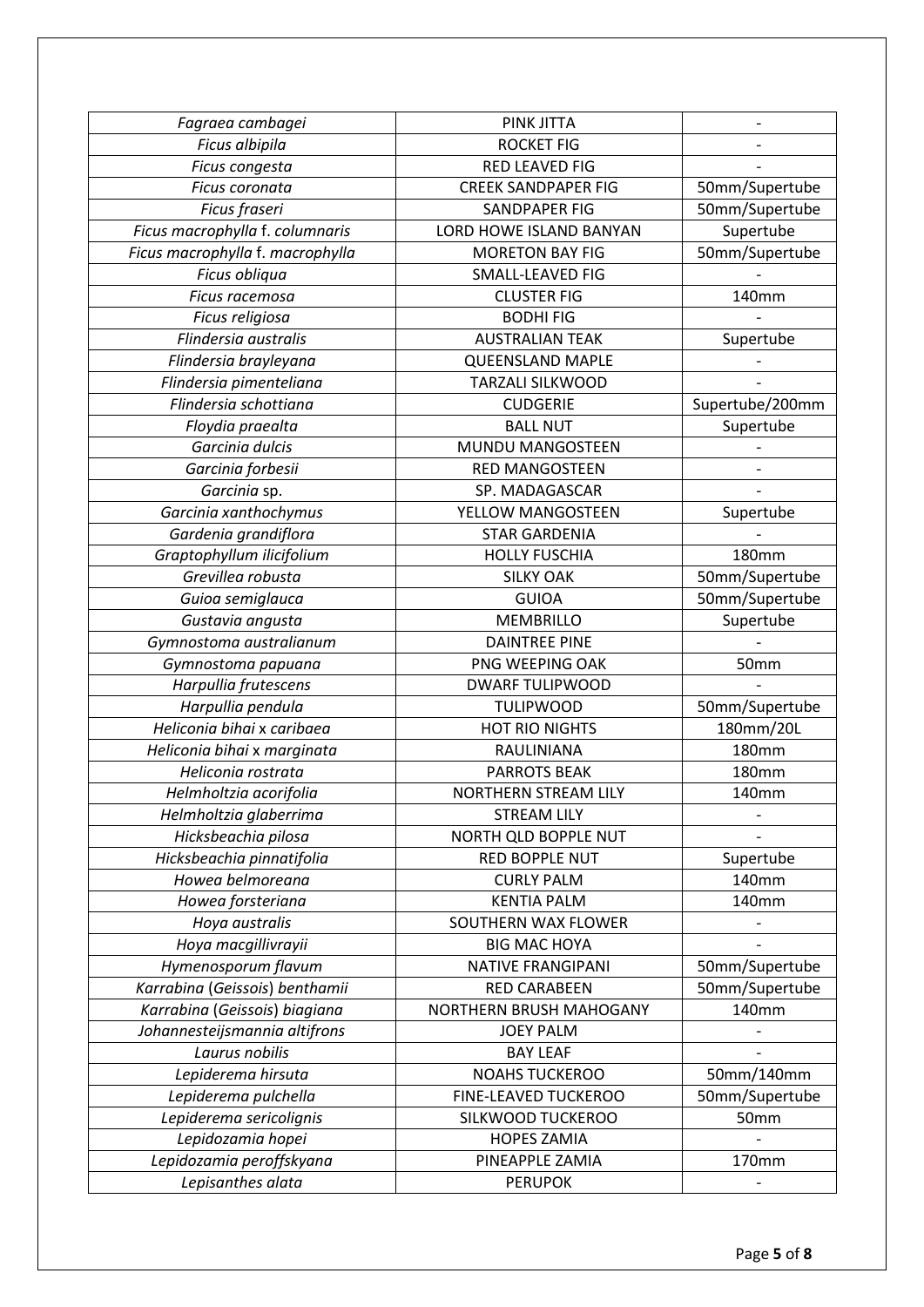| | | |
|---|---|---|
| *Fagraea cambagei* | PINK JITTA | - |
| *Ficus albipila* | ROCKET FIG | - |
| *Ficus congesta* | RED LEAVED FIG | - |
| *Ficus coronata* | CREEK SANDPAPER FIG | 50mm/Supertube |
| *Ficus fraseri* | SANDPAPER FIG | 50mm/Supertube |
| *Ficus macrophylla* f. *columnaris* | LORD HOWE ISLAND BANYAN | Supertube |
| *Ficus macrophylla* f. *macrophylla* | MORETON BAY FIG | 50mm/Supertube |
| *Ficus obliqua* | SMALL-LEAVED FIG | - |
| *Ficus racemosa* | CLUSTER FIG | 140mm |
| *Ficus religiosa* | BODHI FIG | - |
| *Flindersia australis* | AUSTRALIAN TEAK | Supertube |
| *Flindersia brayleyana* | QUEENSLAND MAPLE | - |
| *Flindersia pimenteliana* | TARZALI SILKWOOD | - |
| *Flindersia schottiana* | CUDGERIE | Supertube/200mm |
| *Floydia praealta* | BALL NUT | Supertube |
| *Garcinia dulcis* | MUNDU MANGOSTEEN | - |
| *Garcinia forbesii* | RED MANGOSTEEN | - |
| *Garcinia* sp. | SP. MADAGASCAR | - |
| *Garcinia xanthochymus* | YELLOW MANGOSTEEN | Supertube |
| *Gardenia grandiflora* | STAR GARDENIA | - |
| *Graptophyllum ilicifolium* | HOLLY FUSCHIA | 180mm |
| *Grevillea robusta* | SILKY OAK | 50mm/Supertube |
| *Guioa semiglauca* | GUIOA | 50mm/Supertube |
| *Gustavia angusta* | MEMBRILLO | Supertube |
| *Gymnostoma australianum* | DAINTREE PINE | - |
| *Gymnostoma papuana* | PNG WEEPING OAK | 50mm |
| *Harpullia frutescens* | DWARF TULIPWOOD | - |
| *Harpullia pendula* | TULIPWOOD | 50mm/Supertube |
| *Heliconia bihai* x *caribaea* | HOT RIO NIGHTS | 180mm/20L |
| *Heliconia bihai* x *marginata* | RAULINIANA | 180mm |
| *Heliconia rostrata* | PARROTS BEAK | 180mm |
| *Helmholtzia acorifolia* | NORTHERN STREAM LILY | 140mm |
| *Helmholtzia glaberrima* | STREAM LILY | - |
| *Hicksbeachia pilosa* | NORTH QLD BOPPLE NUT | - |
| *Hicksbeachia pinnatifolia* | RED BOPPLE NUT | Supertube |
| *Howea belmoreana* | CURLY PALM | 140mm |
| *Howea forsteriana* | KENTIA PALM | 140mm |
| *Hoya australis* | SOUTHERN WAX FLOWER | - |
| *Hoya macgillivrayii* | BIG MAC HOYA | - |
| *Hymenosporum flavum* | NATIVE FRANGIPANI | 50mm/Supertube |
| *Karrabina* (*Geissois*) *benthamii* | RED CARABEEN | 50mm/Supertube |
| *Karrabina* (*Geissois*) *biagiana* | NORTHERN BRUSH MAHOGANY | 140mm |
| *Johannesteijsmannia altifrons* | JOEY PALM | - |
| *Laurus nobilis* | BAY LEAF | - |
| *Lepiderema hirsuta* | NOAHS TUCKEROO | 50mm/140mm |
| *Lepiderema pulchella* | FINE-LEAVED TUCKEROO | 50mm/Supertube |
| *Lepiderema sericolignis* | SILKWOOD TUCKEROO | 50mm |
| *Lepidozamia hopei* | HOPES ZAMIA | - |
| *Lepidozamia peroffskyana* | PINEAPPLE ZAMIA | 170mm |
| *Lepisanthes alata* | PERUPOK | - |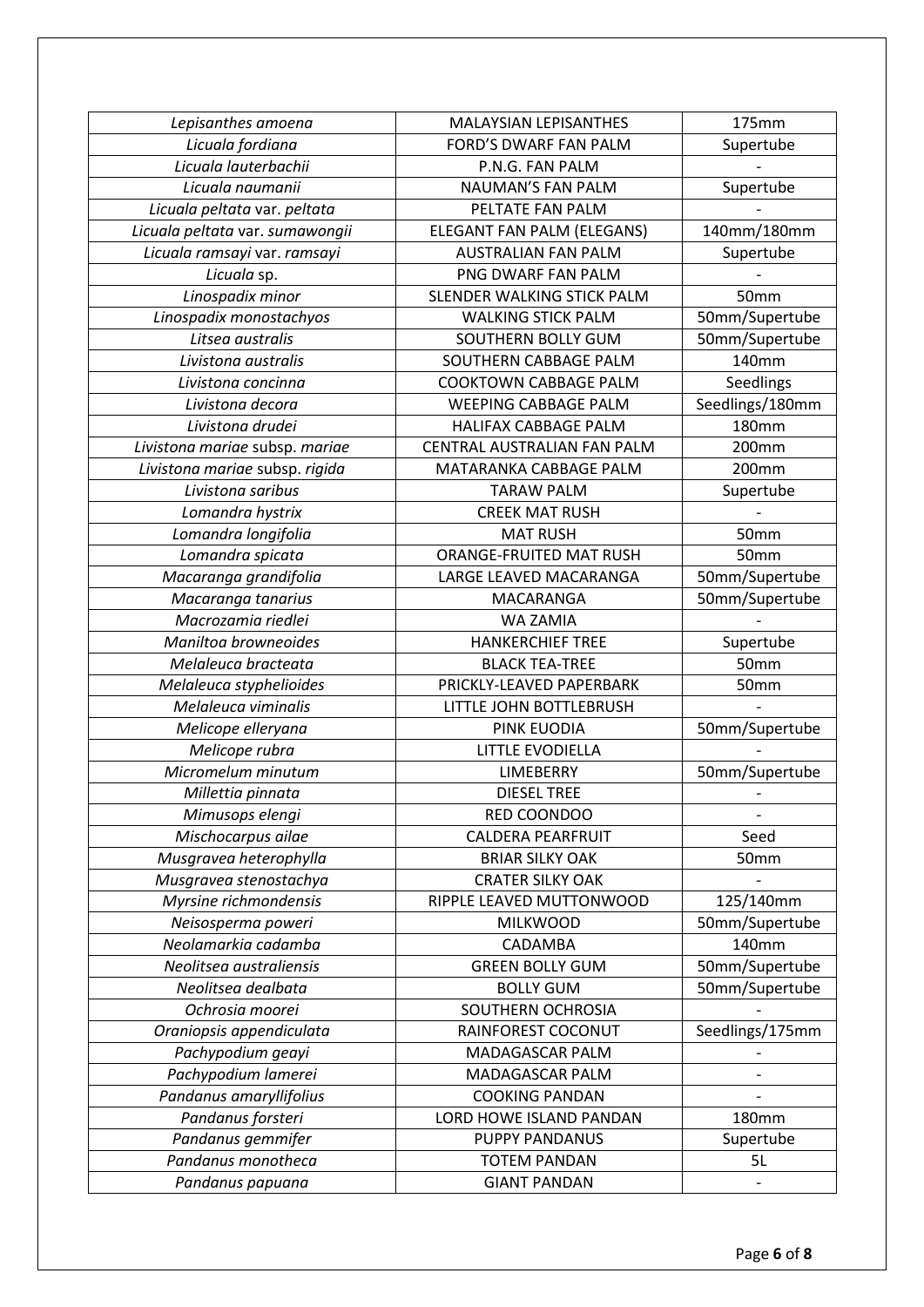| | | |
|---|---|---|
| *Lepisanthes amoena* | MALAYSIAN LEPISANTHES | 175mm |
| *Licuala fordiana* | FORD'S DWARF FAN PALM | Supertube |
| *Licuala lauterbachii* | P.N.G. FAN PALM | - |
| *Licuala naumanii* | NAUMAN'S FAN PALM | Supertube |
| *Licuala peltata* var. *peltata* | PELTATE FAN PALM | - |
| *Licuala peltata* var. *sumawongii* | ELEGANT FAN PALM (ELEGANS) | 140mm/180mm |
| *Licuala ramsayi* var. *ramsayi* | AUSTRALIAN FAN PALM | Supertube |
| *Licuala* sp. | PNG DWARF FAN PALM | - |
| *Linospadix minor* | SLENDER WALKING STICK PALM | 50mm |
| *Linospadix monostachyos* | WALKING STICK PALM | 50mm/Supertube |
| *Litsea australis* | SOUTHERN BOLLY GUM | 50mm/Supertube |
| *Livistona australis* | SOUTHERN CABBAGE PALM | 140mm |
| *Livistona concinna* | COOKTOWN CABBAGE PALM | Seedlings |
| *Livistona decora* | WEEPING CABBAGE PALM | Seedlings/180mm |
| *Livistona drudei* | HALIFAX CABBAGE PALM | 180mm |
| *Livistona mariae* subsp. *mariae* | CENTRAL AUSTRALIAN FAN PALM | 200mm |
| *Livistona mariae* subsp. *rigida* | MATARANKA CABBAGE PALM | 200mm |
| *Livistona saribus* | TARAW PALM | Supertube |
| *Lomandra hystrix* | CREEK MAT RUSH | - |
| *Lomandra longifolia* | MAT RUSH | 50mm |
| *Lomandra spicata* | ORANGE-FRUITED MAT RUSH | 50mm |
| *Macaranga grandifolia* | LARGE LEAVED MACARANGA | 50mm/Supertube |
| *Macaranga tanarius* | MACARANGA | 50mm/Supertube |
| *Macrozamia riedlei* | WA ZAMIA | - |
| *Maniltoa browneoides* | HANKERCHIEF TREE | Supertube |
| *Melaleuca bracteata* | BLACK TEA-TREE | 50mm |
| *Melaleuca styphelioides* | PRICKLY-LEAVED PAPERBARK | 50mm |
| *Melaleuca viminalis* | LITTLE JOHN BOTTLEBRUSH | - |
| *Melicope elleryana* | PINK EUODIA | 50mm/Supertube |
| *Melicope rubra* | LITTLE EVODIELLA | - |
| *Micromelum minutum* | LIMEBERRY | 50mm/Supertube |
| *Millettia pinnata* | DIESEL TREE | - |
| *Mimusops elengi* | RED COONDOO | - |
| *Mischocarpus ailae* | CALDERA PEARFRUIT | Seed |
| *Musgravea heterophylla* | BRIAR SILKY OAK | 50mm |
| *Musgravea stenostachya* | CRATER SILKY OAK | - |
| *Myrsine richmondensis* | RIPPLE LEAVED MUTTONWOOD | 125/140mm |
| *Neisosperma poweri* | MILKWOOD | 50mm/Supertube |
| *Neolamarkia cadamba* | CADAMBA | 140mm |
| *Neolitsea australiensis* | GREEN BOLLY GUM | 50mm/Supertube |
| *Neolitsea dealbata* | BOLLY GUM | 50mm/Supertube |
| *Ochrosia moorei* | SOUTHERN OCHROSIA | - |
| *Oraniopsis appendiculata* | RAINFOREST COCONUT | Seedlings/175mm |
| *Pachypodium geayi* | MADAGASCAR PALM | - |
| *Pachypodium lamerei* | MADAGASCAR PALM | - |
| *Pandanus amaryllifolius* | COOKING PANDAN | - |
| *Pandanus forsteri* | LORD HOWE ISLAND PANDAN | 180mm |
| *Pandanus gemmifer* | PUPPY PANDANUS | Supertube |
| *Pandanus monotheca* | TOTEM PANDAN | 5L |
| *Pandanus papuana* | GIANT PANDAN | - |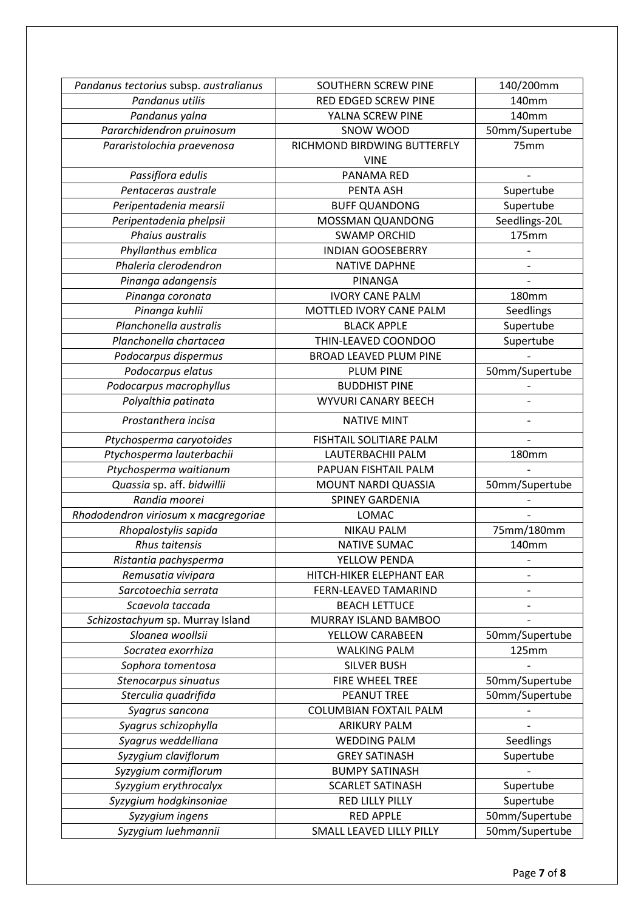| | | |
|---|---|---|
| *Pandanus tectorius* subsp. *australianus* | SOUTHERN SCREW PINE | 140/200mm |
| *Pandanus utilis* | RED EDGED SCREW PINE | 140mm |
| *Pandanus yalna* | YALNA SCREW PINE | 140mm |
| *Pararchidendron pruinosum* | SNOW WOOD | 50mm/Supertube |
| *Pararistolochia praevenosa* | RICHMOND BIRDWING BUTTERFLY VINE | 75mm |
| *Passiflora edulis* | PANAMA RED | - |
| *Pentaceras australe* | PENTA ASH | Supertube |
| *Peripentadenia mearsii* | BUFF QUANDONG | Supertube |
| *Peripentadenia phelpsii* | MOSSMAN QUANDONG | Seedlings-20L |
| *Phaius australis* | SWAMP ORCHID | 175mm |
| *Phyllanthus emblica* | INDIAN GOOSEBERRY | - |
| *Phaleria clerodendron* | NATIVE DAPHNE | - |
| *Pinanga adangensis* | PINANGA | - |
| *Pinanga coronata* | IVORY CANE PALM | 180mm |
| *Pinanga kuhlii* | MOTTLED IVORY CANE PALM | Seedlings |
| *Planchonella australis* | BLACK APPLE | Supertube |
| *Planchonella chartacea* | THIN-LEAVED COONDOO | Supertube |
| *Podocarpus dispermus* | BROAD LEAVED PLUM PINE | - |
| *Podocarpus elatus* | PLUM PINE | 50mm/Supertube |
| *Podocarpus macrophyllus* | BUDDHIST PINE | - |
| *Polyalthia patinata* | WYVURI CANARY BEECH | - |
| *Prostanthera incisa* | NATIVE MINT | - |
| *Ptychosperma caryotoides* | FISHTAIL SOLITIARE PALM | - |
| *Ptychosperma lauterbachii* | LAUTERBACHII PALM | 180mm |
| *Ptychosperma waitianum* | PAPUAN FISHTAIL PALM | - |
| *Quassia* sp. aff. *bidwillii* | MOUNT NARDI QUASSIA | 50mm/Supertube |
| *Randia moorei* | SPINEY GARDENIA | - |
| *Rhododendron viriosum x macgregoriae* | LOMAC | - |
| *Rhopalostylis sapida* | NIKAU PALM | 75mm/180mm |
| *Rhus taitensis* | NATIVE SUMAC | 140mm |
| *Ristantia pachysperma* | YELLOW PENDA | - |
| *Remusatia vivipara* | HITCH-HIKER ELEPHANT EAR | - |
| *Sarcotoechia serrata* | FERN-LEAVED TAMARIND | - |
| *Scaevola taccada* | BEACH LETTUCE | - |
| *Schizostachyum* sp. Murray Island | MURRAY ISLAND BAMBOO | - |
| *Sloanea woollsii* | YELLOW CARABEEN | 50mm/Supertube |
| *Socratea exorrhiza* | WALKING PALM | 125mm |
| *Sophora tomentosa* | SILVER BUSH | - |
| *Stenocarpus sinuatus* | FIRE WHEEL TREE | 50mm/Supertube |
| *Sterculia quadrifida* | PEANUT TREE | 50mm/Supertube |
| *Syagrus sancona* | COLUMBIAN FOXTAIL PALM | - |
| *Syagrus schizophylla* | ARIKURY PALM | - |
| *Syagrus weddelliana* | WEDDING PALM | Seedlings |
| *Syzygium claviflorum* | GREY SATINASH | Supertube |
| *Syzygium cormiflorum* | BUMPY SATINASH | - |
| *Syzygium erythrocalyx* | SCARLET SATINASH | Supertube |
| *Syzygium hodgkinsoniae* | RED LILLY PILLY | Supertube |
| *Syzygium ingens* | RED APPLE | 50mm/Supertube |
| *Syzygium luehmannii* | SMALL LEAVED LILLY PILLY | 50mm/Supertube |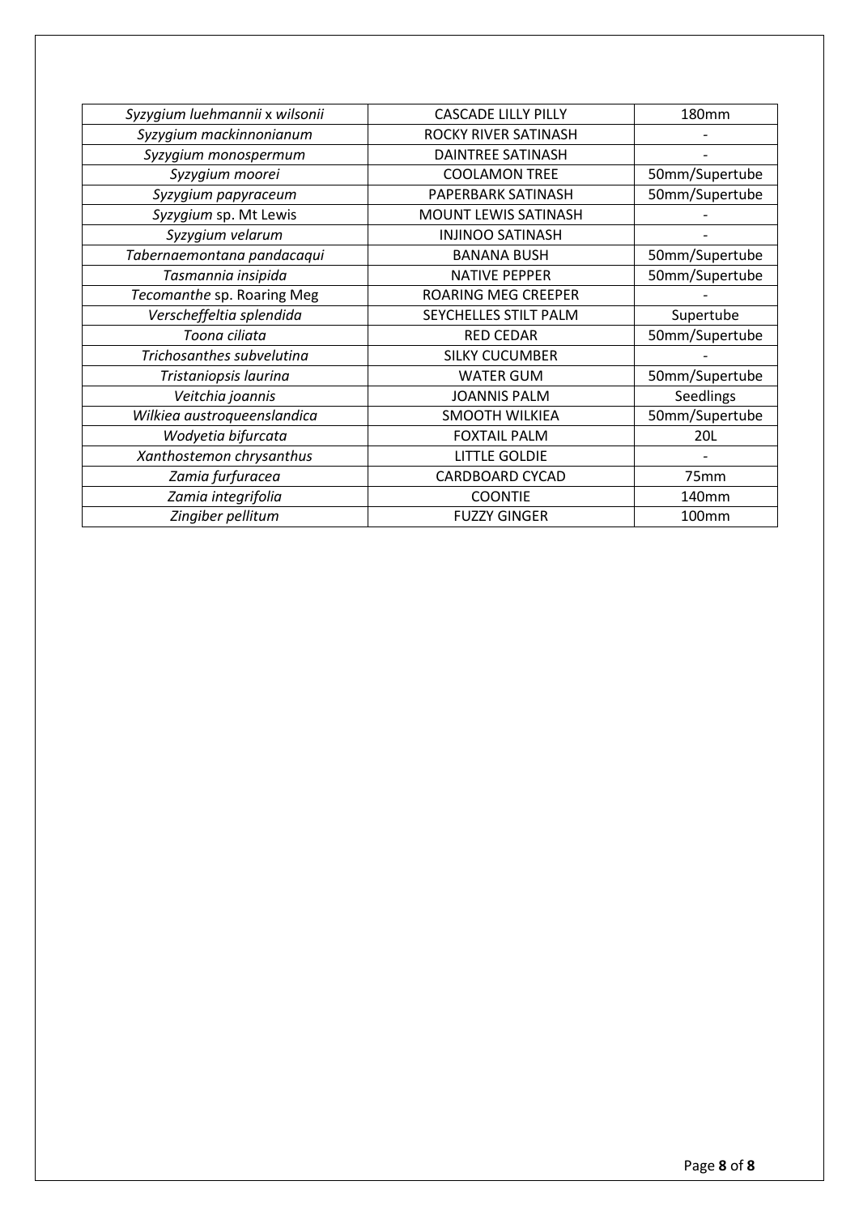| | | |
|---|---|---|
| *Syzygium luehmannii* x *wilsonii* | CASCADE LILLY PILLY | 180mm |
| *Syzygium mackinnonianum* | ROCKY RIVER SATINASH | - |
| *Syzygium monospermum* | DAINTREE SATINASH | - |
| *Syzygium moorei* | COOLAMON TREE | 50mm/Supertube |
| *Syzygium papyraceum* | PAPERBARK SATINASH | 50mm/Supertube |
| *Syzygium* sp. Mt Lewis | MOUNT LEWIS SATINASH | - |
| *Syzygium velarum* | INJINOO SATINASH | - |
| *Tabernaemontana pandacaqui* | BANANA BUSH | 50mm/Supertube |
| *Tasmannia insipida* | NATIVE PEPPER | 50mm/Supertube |
| *Tecomanthe* sp. Roaring Meg | ROARING MEG CREEPER | - |
| *Verscheffeltia splendida* | SEYCHELLES STILT PALM | Supertube |
| *Toona ciliata* | RED CEDAR | 50mm/Supertube |
| *Trichosanthes subvelutina* | SILKY CUCUMBER | - |
| *Tristaniopsis laurina* | WATER GUM | 50mm/Supertube |
| *Veitchia joannis* | JOANNIS PALM | Seedlings |
| *Wilkiea austroqueenslandica* | SMOOTH WILKIEA | 50mm/Supertube |
| *Wodyetia bifurcata* | FOXTAIL PALM | 20L |
| *Xanthostemon chrysanthus* | LITTLE GOLDIE | - |
| *Zamia furfuracea* | CARDBOARD CYCAD | 75mm |
| *Zamia integrifolia* | COONTIE | 140mm |
| *Zingiber pellitum* | FUZZY GINGER | 100mm |